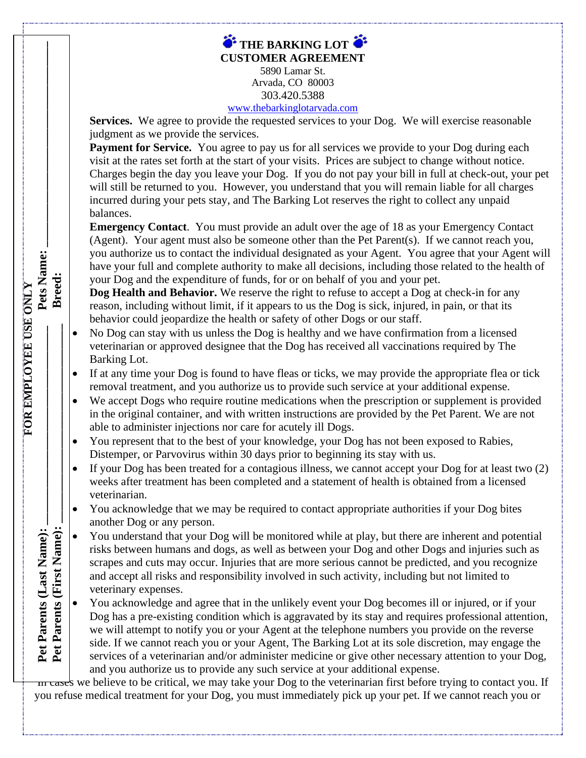# THE BARKING LOT

## CUSTOMER AGREEMENT

5890 Lamar St.
Arvada, CO 80003
303.420.5388
www.thebarkinglotarvada.com

**FOR EMPLOYEE USE ONLY**

**Pets Name:** ______________

**Breed:** ______________

**Pet Parents (Last Name):** ______________

**Pet Parents (First Name):** ______________

**Services.** We agree to provide the requested services to your Dog. We will exercise reasonable judgment as we provide the services.

**Payment for Service.** You agree to pay us for all services we provide to your Dog during each visit at the rates set forth at the start of your visits. Prices are subject to change without notice. Charges begin the day you leave your Dog. If you do not pay your bill in full at check-out, your pet will still be returned to you. However, you understand that you will remain liable for all charges incurred during your pets stay, and The Barking Lot reserves the right to collect any unpaid balances.

**Emergency Contact**. You must provide an adult over the age of 18 as your Emergency Contact (Agent). Your agent must also be someone other than the Pet Parent(s). If we cannot reach you, you authorize us to contact the individual designated as your Agent. You agree that your Agent will have your full and complete authority to make all decisions, including those related to the health of your Dog and the expenditure of funds, for or on behalf of you and your pet.

**Dog Health and Behavior.** We reserve the right to refuse to accept a Dog at check-in for any reason, including without limit, if it appears to us the Dog is sick, injured, in pain, or that its behavior could jeopardize the health or safety of other Dogs or our staff.

- No Dog can stay with us unless the Dog is healthy and we have confirmation from a licensed veterinarian or approved designee that the Dog has received all vaccinations required by The Barking Lot.
- If at any time your Dog is found to have fleas or ticks, we may provide the appropriate flea or tick removal treatment, and you authorize us to provide such service at your additional expense.
- We accept Dogs who require routine medications when the prescription or supplement is provided in the original container, and with written instructions are provided by the Pet Parent. We are not able to administer injections nor care for acutely ill Dogs.
- You represent that to the best of your knowledge, your Dog has not been exposed to Rabies, Distemper, or Parvovirus within 30 days prior to beginning its stay with us.
- If your Dog has been treated for a contagious illness, we cannot accept your Dog for at least two (2) weeks after treatment has been completed and a statement of health is obtained from a licensed veterinarian.
- You acknowledge that we may be required to contact appropriate authorities if your Dog bites another Dog or any person.
- You understand that your Dog will be monitored while at play, but there are inherent and potential risks between humans and dogs, as well as between your Dog and other Dogs and injuries such as scrapes and cuts may occur. Injuries that are more serious cannot be predicted, and you recognize and accept all risks and responsibility involved in such activity, including but not limited to veterinary expenses.
- You acknowledge and agree that in the unlikely event your Dog becomes ill or injured, or if your Dog has a pre-existing condition which is aggravated by its stay and requires professional attention, we will attempt to notify you or your Agent at the telephone numbers you provide on the reverse side. If we cannot reach you or your Agent, The Barking Lot at its sole discretion, may engage the services of a veterinarian and/or administer medicine or give other necessary attention to your Dog, and you authorize us to provide any such service at your additional expense.

In cases we believe to be critical, we may take your Dog to the veterinarian first before trying to contact you. If you refuse medical treatment for your Dog, you must immediately pick up your pet. If we cannot reach you or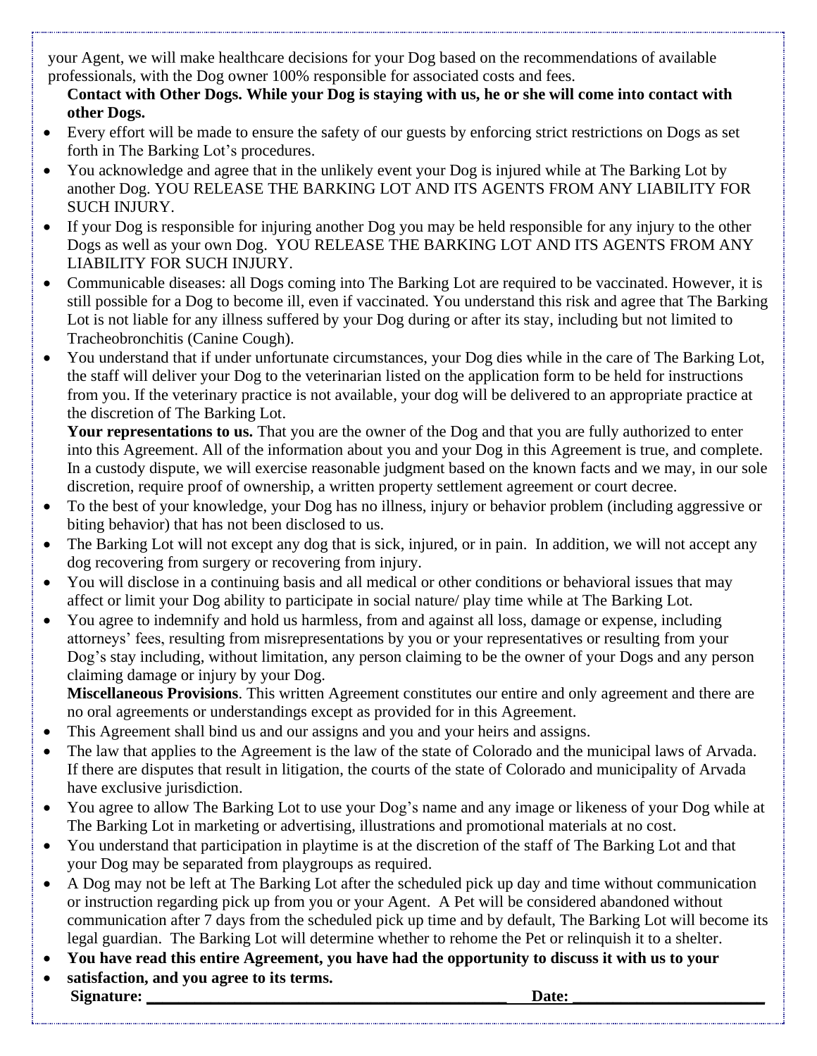your Agent, we will make healthcare decisions for your Dog based on the recommendations of available professionals, with the Dog owner 100% responsible for associated costs and fees.

**Contact with Other Dogs. While your Dog is staying with us, he or she will come into contact with other Dogs.**

- Every effort will be made to ensure the safety of our guests by enforcing strict restrictions on Dogs as set forth in The Barking Lot's procedures.
- You acknowledge and agree that in the unlikely event your Dog is injured while at The Barking Lot by another Dog. YOU RELEASE THE BARKING LOT AND ITS AGENTS FROM ANY LIABILITY FOR SUCH INJURY.
- If your Dog is responsible for injuring another Dog you may be held responsible for any injury to the other Dogs as well as your own Dog. YOU RELEASE THE BARKING LOT AND ITS AGENTS FROM ANY LIABILITY FOR SUCH INJURY.
- Communicable diseases: all Dogs coming into The Barking Lot are required to be vaccinated. However, it is still possible for a Dog to become ill, even if vaccinated. You understand this risk and agree that The Barking Lot is not liable for any illness suffered by your Dog during or after its stay, including but not limited to Tracheobronchitis (Canine Cough).
- You understand that if under unfortunate circumstances, your Dog dies while in the care of The Barking Lot, the staff will deliver your Dog to the veterinarian listed on the application form to be held for instructions from you. If the veterinary practice is not available, your dog will be delivered to an appropriate practice at the discretion of The Barking Lot.

**Your representations to us.** That you are the owner of the Dog and that you are fully authorized to enter into this Agreement. All of the information about you and your Dog in this Agreement is true, and complete. In a custody dispute, we will exercise reasonable judgment based on the known facts and we may, in our sole discretion, require proof of ownership, a written property settlement agreement or court decree.

- To the best of your knowledge, your Dog has no illness, injury or behavior problem (including aggressive or biting behavior) that has not been disclosed to us.
- The Barking Lot will not except any dog that is sick, injured, or in pain. In addition, we will not accept any dog recovering from surgery or recovering from injury.
- You will disclose in a continuing basis and all medical or other conditions or behavioral issues that may affect or limit your Dog ability to participate in social nature/ play time while at The Barking Lot.
- You agree to indemnify and hold us harmless, from and against all loss, damage or expense, including attorneys' fees, resulting from misrepresentations by you or your representatives or resulting from your Dog's stay including, without limitation, any person claiming to be the owner of your Dogs and any person claiming damage or injury by your Dog.

**Miscellaneous Provisions**. This written Agreement constitutes our entire and only agreement and there are no oral agreements or understandings except as provided for in this Agreement.

- This Agreement shall bind us and our assigns and you and your heirs and assigns.
- The law that applies to the Agreement is the law of the state of Colorado and the municipal laws of Arvada. If there are disputes that result in litigation, the courts of the state of Colorado and municipality of Arvada have exclusive jurisdiction.
- You agree to allow The Barking Lot to use your Dog's name and any image or likeness of your Dog while at The Barking Lot in marketing or advertising, illustrations and promotional materials at no cost.
- You understand that participation in playtime is at the discretion of the staff of The Barking Lot and that your Dog may be separated from playgroups as required.
- A Dog may not be left at The Barking Lot after the scheduled pick up day and time without communication or instruction regarding pick up from you or your Agent. A Pet will be considered abandoned without communication after 7 days from the scheduled pick up time and by default, The Barking Lot will become its legal guardian. The Barking Lot will determine whether to rehome the Pet or relinquish it to a shelter.
- **You have read this entire Agreement, you have had the opportunity to discuss it with us to your**
- **satisfaction, and you agree to its terms.**

**Signature:** ______________________________________________ **Date:** ________________________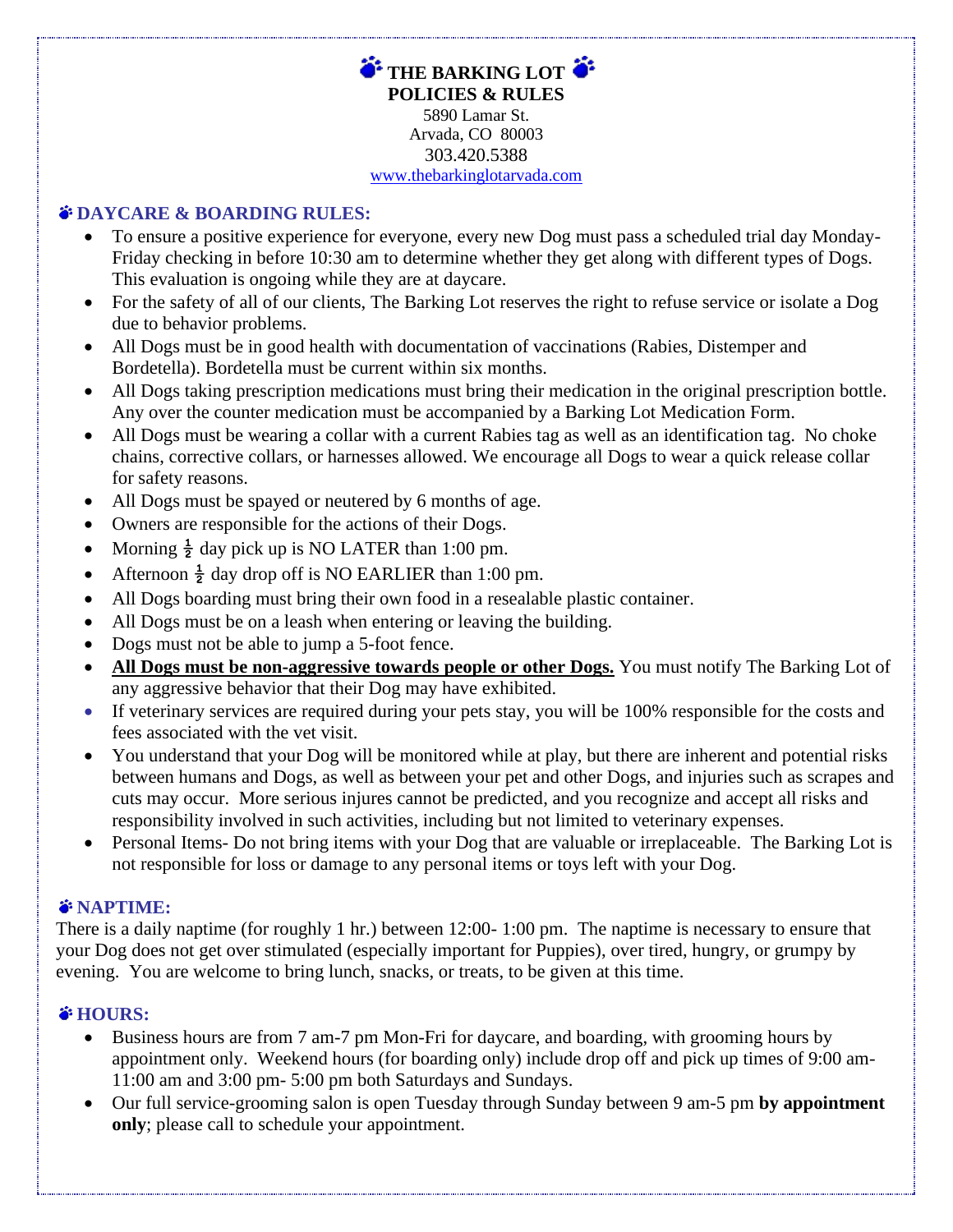# 🐾 THE BARKING LOT 🐾
## POLICIES & RULES

5890 Lamar St.
Arvada, CO 80003
303.420.5388
www.thebarkinglotarvada.com

### 🐾 DAYCARE & BOARDING RULES:

- To ensure a positive experience for everyone, every new Dog must pass a scheduled trial day Monday-Friday checking in before 10:30 am to determine whether they get along with different types of Dogs. This evaluation is ongoing while they are at daycare.
- For the safety of all of our clients, The Barking Lot reserves the right to refuse service or isolate a Dog due to behavior problems.
- All Dogs must be in good health with documentation of vaccinations (Rabies, Distemper and Bordetella). Bordetella must be current within six months.
- All Dogs taking prescription medications must bring their medication in the original prescription bottle. Any over the counter medication must be accompanied by a Barking Lot Medication Form.
- All Dogs must be wearing a collar with a current Rabies tag as well as an identification tag. No choke chains, corrective collars, or harnesses allowed. We encourage all Dogs to wear a quick release collar for safety reasons.
- All Dogs must be spayed or neutered by 6 months of age.
- Owners are responsible for the actions of their Dogs.
- Morning ½ day pick up is NO LATER than 1:00 pm.
- Afternoon ½ day drop off is NO EARLIER than 1:00 pm.
- All Dogs boarding must bring their own food in a resealable plastic container.
- All Dogs must be on a leash when entering or leaving the building.
- Dogs must not be able to jump a 5-foot fence.
- **All Dogs must be non-aggressive towards people or other Dogs.** You must notify The Barking Lot of any aggressive behavior that their Dog may have exhibited.
- If veterinary services are required during your pets stay, you will be 100% responsible for the costs and fees associated with the vet visit.
- You understand that your Dog will be monitored while at play, but there are inherent and potential risks between humans and Dogs, as well as between your pet and other Dogs, and injuries such as scrapes and cuts may occur. More serious injures cannot be predicted, and you recognize and accept all risks and responsibility involved in such activities, including but not limited to veterinary expenses.
- Personal Items- Do not bring items with your Dog that are valuable or irreplaceable. The Barking Lot is not responsible for loss or damage to any personal items or toys left with your Dog.

### 🐾 NAPTIME:

There is a daily naptime (for roughly 1 hr.) between 12:00- 1:00 pm. The naptime is necessary to ensure that your Dog does not get over stimulated (especially important for Puppies), over tired, hungry, or grumpy by evening. You are welcome to bring lunch, snacks, or treats, to be given at this time.

### 🐾 HOURS:

- Business hours are from 7 am-7 pm Mon-Fri for daycare, and boarding, with grooming hours by appointment only. Weekend hours (for boarding only) include drop off and pick up times of 9:00 am-11:00 am and 3:00 pm- 5:00 pm both Saturdays and Sundays.
- Our full service-grooming salon is open Tuesday through Sunday between 9 am-5 pm **by appointment only**; please call to schedule your appointment.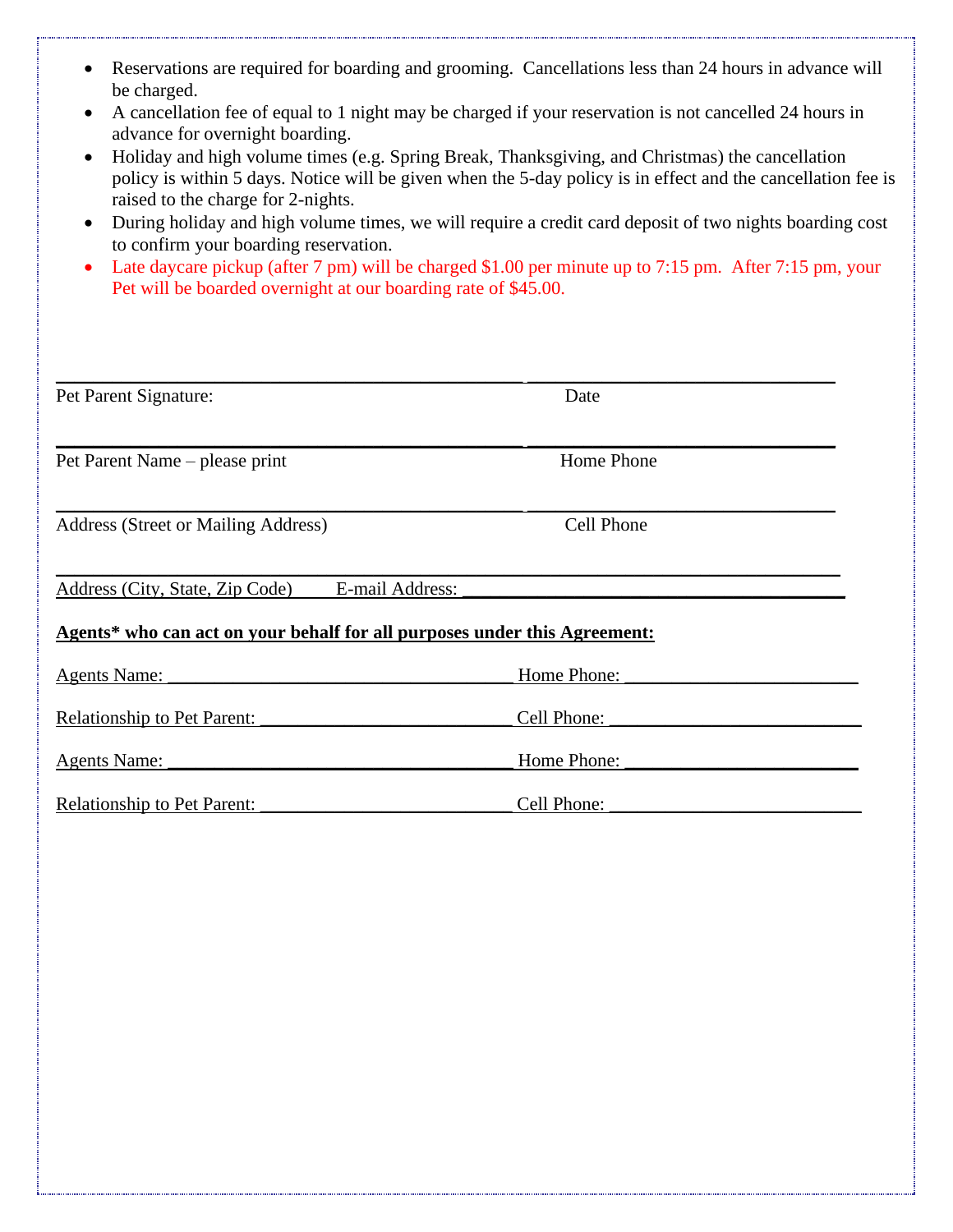- Reservations are required for boarding and grooming. Cancellations less than 24 hours in advance will be charged.
- A cancellation fee of equal to 1 night may be charged if your reservation is not cancelled 24 hours in advance for overnight boarding.
- Holiday and high volume times (e.g. Spring Break, Thanksgiving, and Christmas) the cancellation policy is within 5 days. Notice will be given when the 5-day policy is in effect and the cancellation fee is raised to the charge for 2-nights.
- During holiday and high volume times, we will require a credit card deposit of two nights boarding cost to confirm your boarding reservation.
- Late daycare pickup (after 7 pm) will be charged $1.00 per minute up to 7:15 pm. After 7:15 pm, your Pet will be boarded overnight at our boarding rate of $45.00.

______________________________________________ ______________________________

Pet Parent Signature: Date

______________________________________________ ______________________________

Pet Parent Name – please print Home Phone

______________________________________________ ______________________________

Address (Street or Mailing Address) Cell Phone

_____________________________________________________________________________

Address (City, State, Zip Code) E-mail Address: _________________________________

**Agents* who can act on your behalf for all purposes under this Agreement:**

Agents Name: ________________________________ Home Phone: _____________________

Relationship to Pet Parent: ________________________ Cell Phone: _______________________

Agents Name: ________________________________ Home Phone: _____________________

Relationship to Pet Parent: ________________________ Cell Phone: _______________________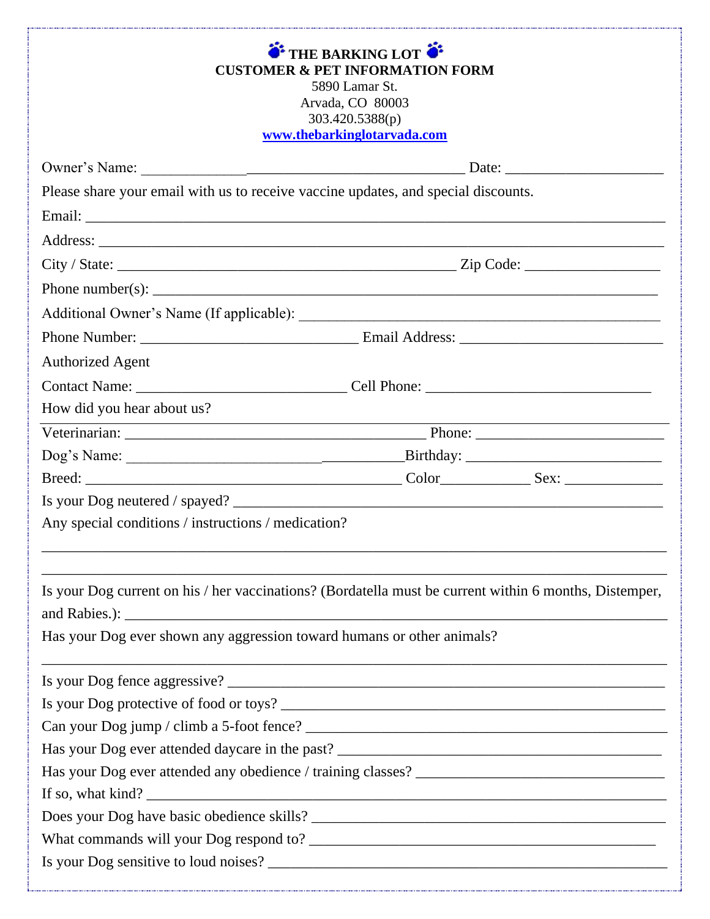# THE BARKING LOT

## CUSTOMER & PET INFORMATION FORM

5890 Lamar St.
Arvada, CO 80003
303.420.5388(p)
**www.thebarkinglotarvada.com**

Owner's Name: ___________________________________________ Date: ____________________

Please share your email with us to receive vaccine updates, and special discounts.

Email: ________________________________________________________________________

Address: ______________________________________________________________________

City / State: ____________________________________________ Zip Code: _______________

Phone number(s): _______________________________________________________________

Additional Owner's Name (If applicable): ___________________________________________

Phone Number: ___________________________ Email Address: _________________________

Authorized Agent

Contact Name: __________________________ Cell Phone: ____________________________

How did you hear about us?

---

Veterinarian: ______________________________________ Phone: ______________________

Dog's Name: _______________________________________Birthday: ______________________

Breed: ___________________________________________ Color___________ Sex: ___________

Is your Dog neutered / spayed? ____________________________________________________

Any special conditions / instructions / medication?

_______________________________________________________________________________

_______________________________________________________________________________

Is your Dog current on his / her vaccinations? (Bordatella must be current within 6 months, Distemper, and Rabies.): _________________________________________________________________

Has your Dog ever shown any aggression toward humans or other animals?

_______________________________________________________________________________

Is your Dog fence aggressive? ______________________________________________________

Is your Dog protective of food or toys? _____________________________________________

Can your Dog jump / climb a 5-foot fence? ___________________________________________

Has your Dog ever attended daycare in the past? ______________________________________

Has your Dog ever attended any obedience / training classes? ___________________________

If so, what kind? ________________________________________________________________

Does your Dog have basic obedience skills? __________________________________________

What commands will your Dog respond to? __________________________________________

Is your Dog sensitive to loud noises? _______________________________________________